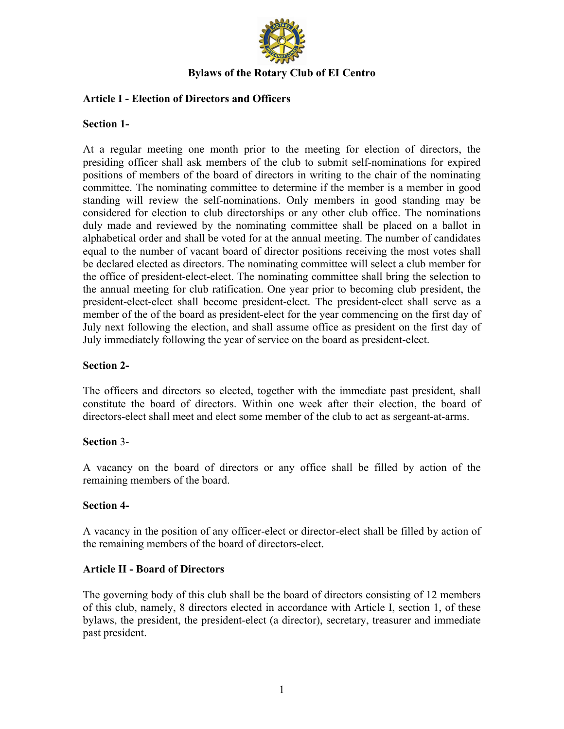# Bylaws of the Rotary Club of EI Centro

## Article I - Election of Directors and Officers

### Section 1-

At a regular meeting one month prior to the meeting for election of directors, the presiding officer shall ask members of the club to submit self-nominations for expired positions of members of the board of directors in writing to the chair of the nominating committee. The nominating committee to determine if the member is a member in good standing will review the self-nominations. Only members in good standing may be considered for election to club directorships or any other club office. The nominations duly made and reviewed by the nominating committee shall be placed on a ballot in alphabetical order and shall be voted for at the annual meeting. The number of candidates equal to the number of vacant board of director positions receiving the most votes shall be declared elected as directors. The nominating committee will select a club member for the office of president-elect-elect. The nominating committee shall bring the selection to the annual meeting for club ratification. One year prior to becoming club president, the president-elect-elect shall become president-elect. The president-elect shall serve as a member of the of the board as president-elect for the year commencing on the first day of July next following the election, and shall assume office as president on the first day of July immediately following the year of service on the board as president-elect.

### Section 2-

The officers and directors so elected, together with the immediate past president, shall constitute the board of directors. Within one week after their election, the board of directors-elect shall meet and elect some member of the club to act as sergeant-at-arms.

### Section 3-

A vacancy on the board of directors or any office shall be filled by action of the remaining members of the board.

### Section 4-

A vacancy in the position of any officer-elect or director-elect shall be filled by action of the remaining members of the board of directors-elect.

## Article II - Board of Directors

The governing body of this club shall be the board of directors consisting of 12 members of this club, namely, 8 directors elected in accordance with Article I, section 1, of these bylaws, the president, the president-elect (a director), secretary, treasurer and immediate past president.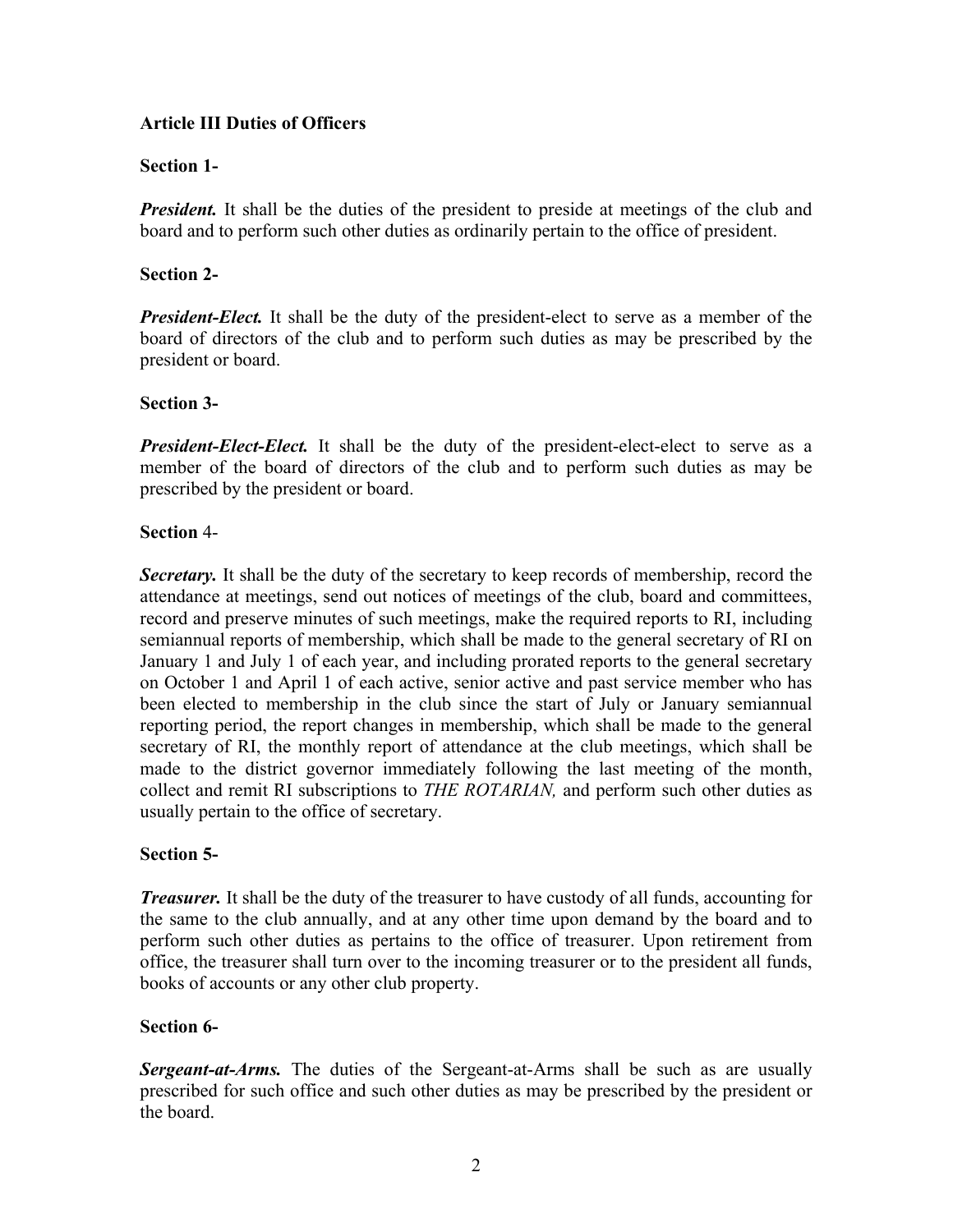**Article III Duties of Officers**

**Section 1-**

***President.*** It shall be the duties of the president to preside at meetings of the club and board and to perform such other duties as ordinarily pertain to the office of president.

**Section 2-**

***President-Elect.*** It shall be the duty of the president-elect to serve as a member of the board of directors of the club and to perform such duties as may be prescribed by the president or board.

**Section 3-**

***President-Elect-Elect.*** It shall be the duty of the president-elect-elect to serve as a member of the board of directors of the club and to perform such duties as may be prescribed by the president or board.

**Section** 4-

***Secretary.*** It shall be the duty of the secretary to keep records of membership, record the attendance at meetings, send out notices of meetings of the club, board and committees, record and preserve minutes of such meetings, make the required reports to RI, including semiannual reports of membership, which shall be made to the general secretary of RI on January 1 and July 1 of each year, and including prorated reports to the general secretary on October 1 and April 1 of each active, senior active and past service member who has been elected to membership in the club since the start of July or January semiannual reporting period, the report changes in membership, which shall be made to the general secretary of RI, the monthly report of attendance at the club meetings, which shall be made to the district governor immediately following the last meeting of the month, collect and remit RI subscriptions to *THE ROTARIAN,* and perform such other duties as usually pertain to the office of secretary.

**Section 5-**

***Treasurer.*** It shall be the duty of the treasurer to have custody of all funds, accounting for the same to the club annually, and at any other time upon demand by the board and to perform such other duties as pertains to the office of treasurer. Upon retirement from office, the treasurer shall turn over to the incoming treasurer or to the president all funds, books of accounts or any other club property.

**Section 6-**

***Sergeant-at-Arms.*** The duties of the Sergeant-at-Arms shall be such as are usually prescribed for such office and such other duties as may be prescribed by the president or the board.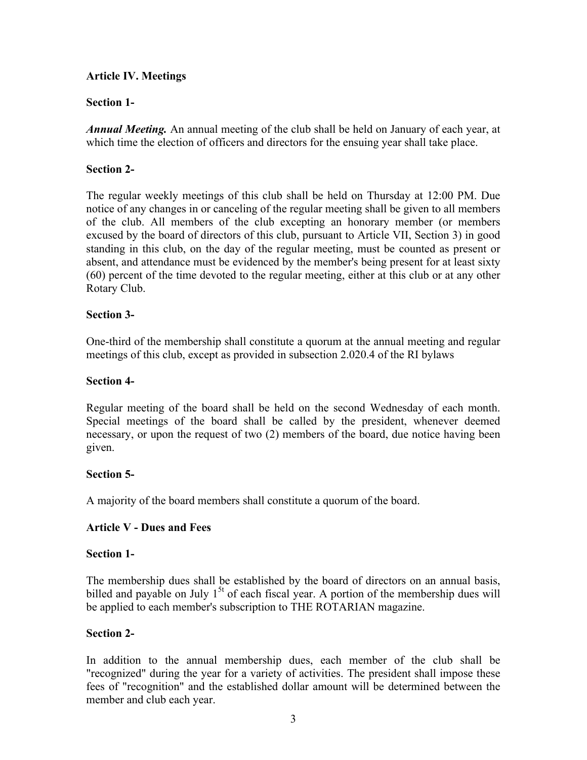**Article IV. Meetings**

**Section 1-**

***Annual Meeting.*** An annual meeting of the club shall be held on January of each year, at which time the election of officers and directors for the ensuing year shall take place.

**Section 2-**

The regular weekly meetings of this club shall be held on Thursday at 12:00 PM. Due notice of any changes in or canceling of the regular meeting shall be given to all members of the club. All members of the club excepting an honorary member (or members excused by the board of directors of this club, pursuant to Article VII, Section 3) in good standing in this club, on the day of the regular meeting, must be counted as present or absent, and attendance must be evidenced by the member's being present for at least sixty (60) percent of the time devoted to the regular meeting, either at this club or at any other Rotary Club.

**Section 3-**

One-third of the membership shall constitute a quorum at the annual meeting and regular meetings of this club, except as provided in subsection 2.020.4 of the RI bylaws

**Section 4-**

Regular meeting of the board shall be held on the second Wednesday of each month. Special meetings of the board shall be called by the president, whenever deemed necessary, or upon the request of two (2) members of the board, due notice having been given.

**Section 5-**

A majority of the board members shall constitute a quorum of the board.

**Article V - Dues and Fees**

**Section 1-**

The membership dues shall be established by the board of directors on an annual basis, billed and payable on July 1[5t] of each fiscal year. A portion of the membership dues will be applied to each member's subscription to THE ROTARIAN magazine.

**Section 2-**

In addition to the annual membership dues, each member of the club shall be "recognized" during the year for a variety of activities. The president shall impose these fees of "recognition" and the established dollar amount will be determined between the member and club each year.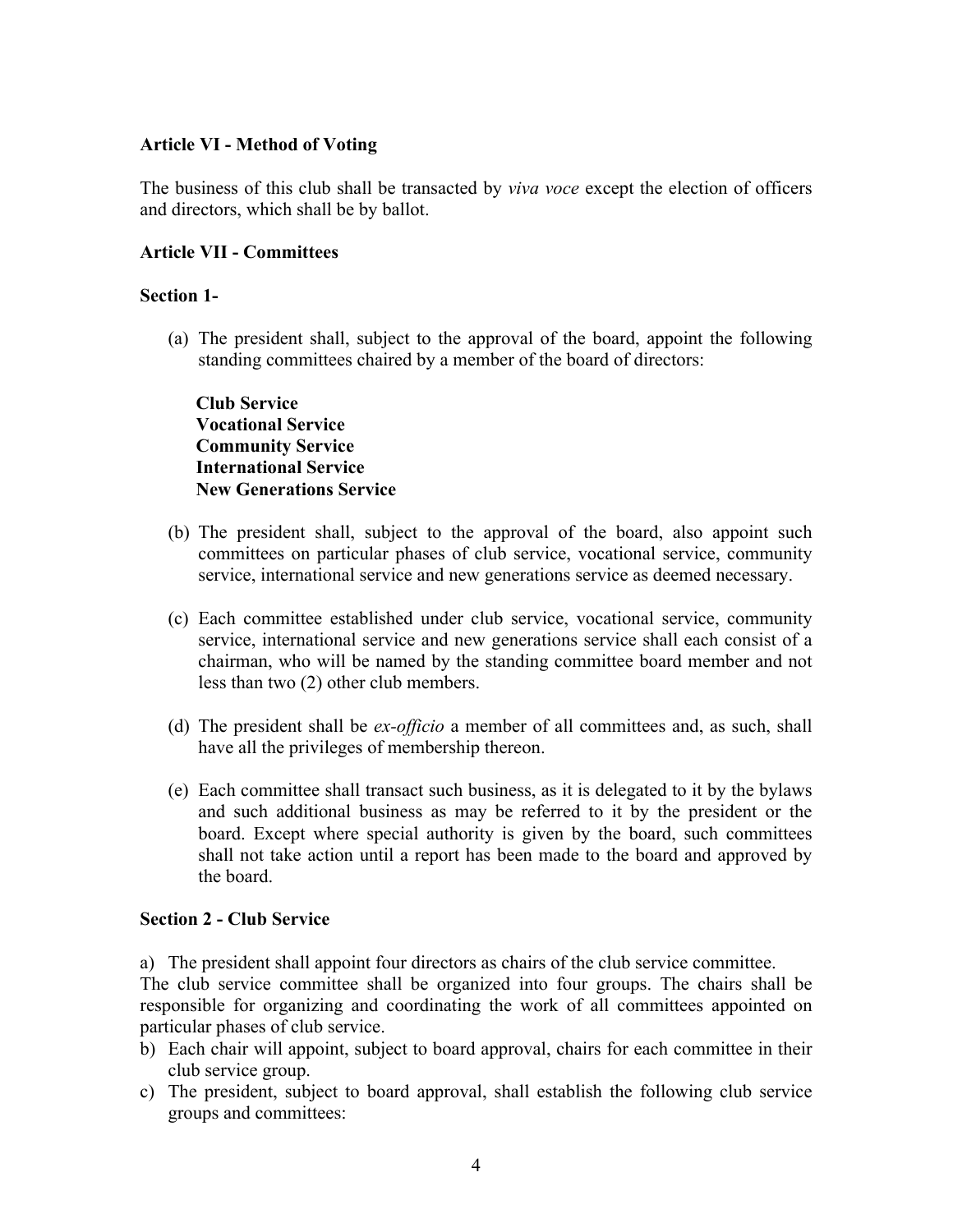**Article VI - Method of Voting**

The business of this club shall be transacted by *viva voce* except the election of officers and directors, which shall be by ballot.

**Article VII - Committees**

**Section 1-**

(a) The president shall, subject to the approval of the board, appoint the following standing committees chaired by a member of the board of directors:

**Club Service**
**Vocational Service**
**Community Service**
**International Service**
**New Generations Service**

(b) The president shall, subject to the approval of the board, also appoint such committees on particular phases of club service, vocational service, community service, international service and new generations service as deemed necessary.

(c) Each committee established under club service, vocational service, community service, international service and new generations service shall each consist of a chairman, who will be named by the standing committee board member and not less than two (2) other club members.

(d) The president shall be *ex-officio* a member of all committees and, as such, shall have all the privileges of membership thereon.

(e) Each committee shall transact such business, as it is delegated to it by the bylaws and such additional business as may be referred to it by the president or the board. Except where special authority is given by the board, such committees shall not take action until a report has been made to the board and approved by the board.

**Section 2 - Club Service**

a) The president shall appoint four directors as chairs of the club service committee.
The club service committee shall be organized into four groups. The chairs shall be responsible for organizing and coordinating the work of all committees appointed on particular phases of club service.

b) Each chair will appoint, subject to board approval, chairs for each committee in their club service group.

c) The president, subject to board approval, shall establish the following club service groups and committees: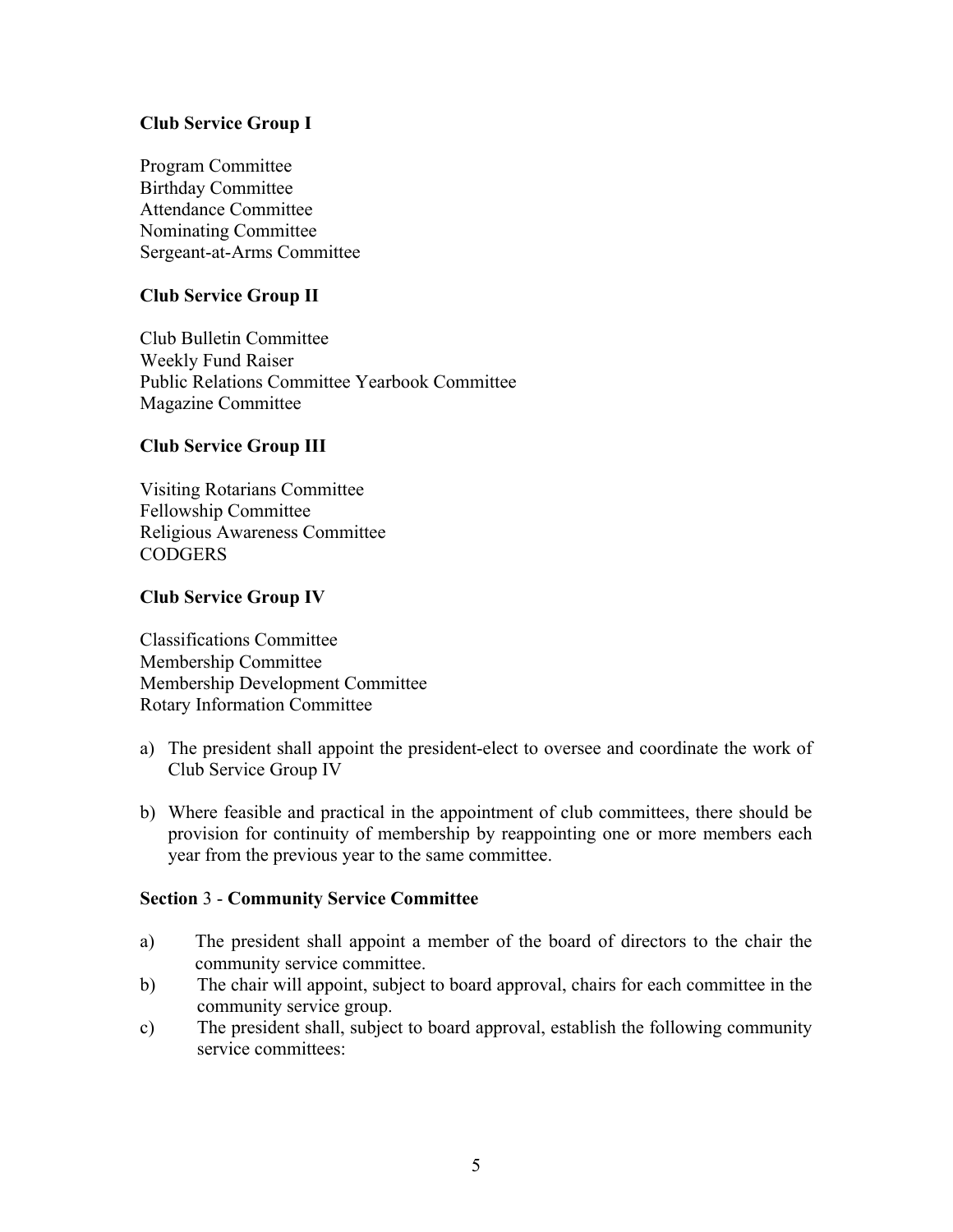**Club Service Group I**

Program Committee
Birthday Committee
Attendance Committee
Nominating Committee
Sergeant-at-Arms Committee

**Club Service Group II**

Club Bulletin Committee
Weekly Fund Raiser
Public Relations Committee Yearbook Committee
Magazine Committee

**Club Service Group III**

Visiting Rotarians Committee
Fellowship Committee
Religious Awareness Committee
CODGERS

**Club Service Group IV**

Classifications Committee
Membership Committee
Membership Development Committee
Rotary Information Committee

a) The president shall appoint the president-elect to oversee and coordinate the work of Club Service Group IV

b) Where feasible and practical in the appointment of club committees, there should be provision for continuity of membership by reappointing one or more members each year from the previous year to the same committee.

**Section** 3 - **Community Service Committee**

a) The president shall appoint a member of the board of directors to the chair the community service committee.
b) The chair will appoint, subject to board approval, chairs for each committee in the community service group.
c) The president shall, subject to board approval, establish the following community service committees: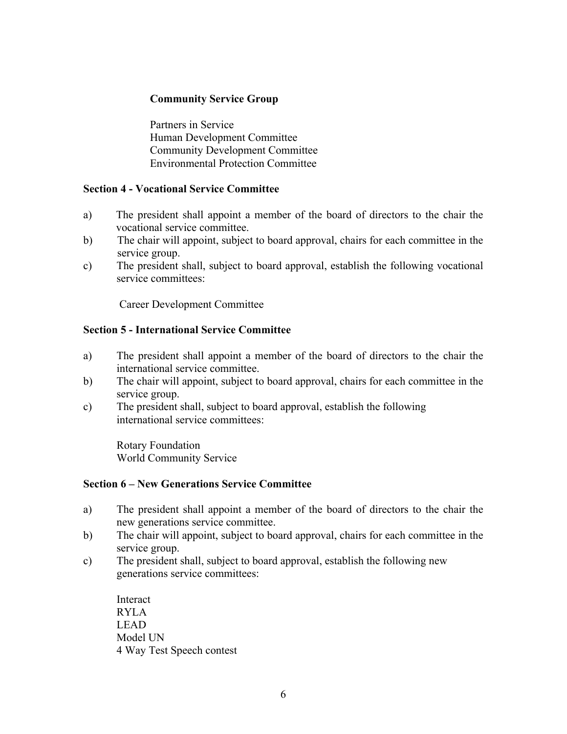**Community Service Group**

Partners in Service
Human Development Committee
Community Development Committee
Environmental Protection Committee

**Section 4 - Vocational Service Committee**

a) The president shall appoint a member of the board of directors to the chair the vocational service committee.
b) The chair will appoint, subject to board approval, chairs for each committee in the service group.
c) The president shall, subject to board approval, establish the following vocational service committees:

Career Development Committee

**Section 5 - International Service Committee**

a) The president shall appoint a member of the board of directors to the chair the international service committee.
b) The chair will appoint, subject to board approval, chairs for each committee in the service group.
c) The president shall, subject to board approval, establish the following international service committees:

Rotary Foundation
World Community Service

**Section 6 – New Generations Service Committee**

a) The president shall appoint a member of the board of directors to the chair the new generations service committee.
b) The chair will appoint, subject to board approval, chairs for each committee in the service group.
c) The president shall, subject to board approval, establish the following new generations service committees:

Interact
RYLA
LEAD
Model UN
4 Way Test Speech contest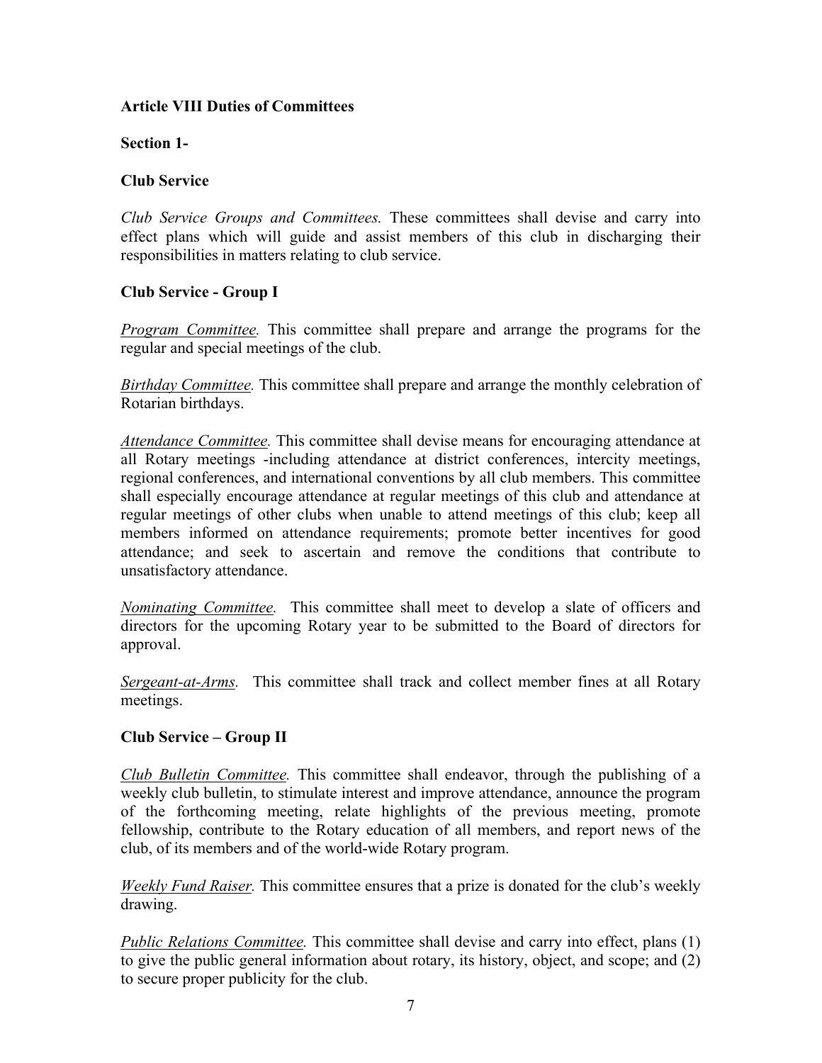**Article VIII Duties of Committees**

**Section 1-**

**Club Service**

*Club Service Groups and Committees.* These committees shall devise and carry into effect plans which will guide and assist members of this club in discharging their responsibilities in matters relating to club service.

**Club Service - Group I**

*Program Committee.* This committee shall prepare and arrange the programs for the regular and special meetings of the club.

*Birthday Committee.* This committee shall prepare and arrange the monthly celebration of Rotarian birthdays.

*Attendance Committee.* This committee shall devise means for encouraging attendance at all Rotary meetings -including attendance at district conferences, intercity meetings, regional conferences, and international conventions by all club members. This committee shall especially encourage attendance at regular meetings of this club and attendance at regular meetings of other clubs when unable to attend meetings of this club; keep all members informed on attendance requirements; promote better incentives for good attendance; and seek to ascertain and remove the conditions that contribute to unsatisfactory attendance.

*Nominating Committee.* This committee shall meet to develop a slate of officers and directors for the upcoming Rotary year to be submitted to the Board of directors for approval.

*Sergeant-at-Arms.* This committee shall track and collect member fines at all Rotary meetings.

**Club Service – Group II**

*Club Bulletin Committee.* This committee shall endeavor, through the publishing of a weekly club bulletin, to stimulate interest and improve attendance, announce the program of the forthcoming meeting, relate highlights of the previous meeting, promote fellowship, contribute to the Rotary education of all members, and report news of the club, of its members and of the world-wide Rotary program.

*Weekly Fund Raiser.* This committee ensures that a prize is donated for the club's weekly drawing.

*Public Relations Committee.* This committee shall devise and carry into effect, plans (1) to give the public general information about rotary, its history, object, and scope; and (2) to secure proper publicity for the club.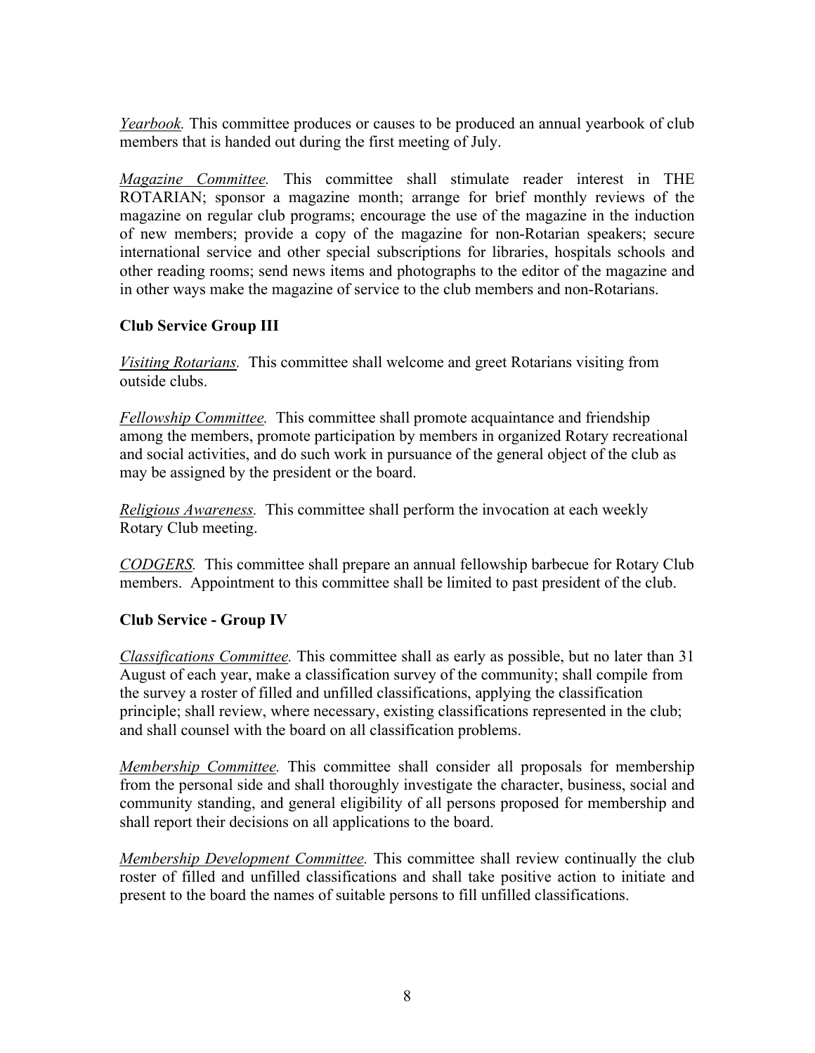*Yearbook.* This committee produces or causes to be produced an annual yearbook of club members that is handed out during the first meeting of July.

*Magazine Committee.* This committee shall stimulate reader interest in THE ROTARIAN; sponsor a magazine month; arrange for brief monthly reviews of the magazine on regular club programs; encourage the use of the magazine in the induction of new members; provide a copy of the magazine for non-Rotarian speakers; secure international service and other special subscriptions for libraries, hospitals schools and other reading rooms; send news items and photographs to the editor of the magazine and in other ways make the magazine of service to the club members and non-Rotarians.

**Club Service Group III**

*Visiting Rotarians.* This committee shall welcome and greet Rotarians visiting from outside clubs.

*Fellowship Committee.* This committee shall promote acquaintance and friendship among the members, promote participation by members in organized Rotary recreational and social activities, and do such work in pursuance of the general object of the club as may be assigned by the president or the board.

*Religious Awareness.* This committee shall perform the invocation at each weekly Rotary Club meeting.

*CODGERS.* This committee shall prepare an annual fellowship barbecue for Rotary Club members. Appointment to this committee shall be limited to past president of the club.

**Club Service - Group IV**

*Classifications Committee.* This committee shall as early as possible, but no later than 31 August of each year, make a classification survey of the community; shall compile from the survey a roster of filled and unfilled classifications, applying the classification principle; shall review, where necessary, existing classifications represented in the club; and shall counsel with the board on all classification problems.

*Membership Committee.* This committee shall consider all proposals for membership from the personal side and shall thoroughly investigate the character, business, social and community standing, and general eligibility of all persons proposed for membership and shall report their decisions on all applications to the board.

*Membership Development Committee.* This committee shall review continually the club roster of filled and unfilled classifications and shall take positive action to initiate and present to the board the names of suitable persons to fill unfilled classifications.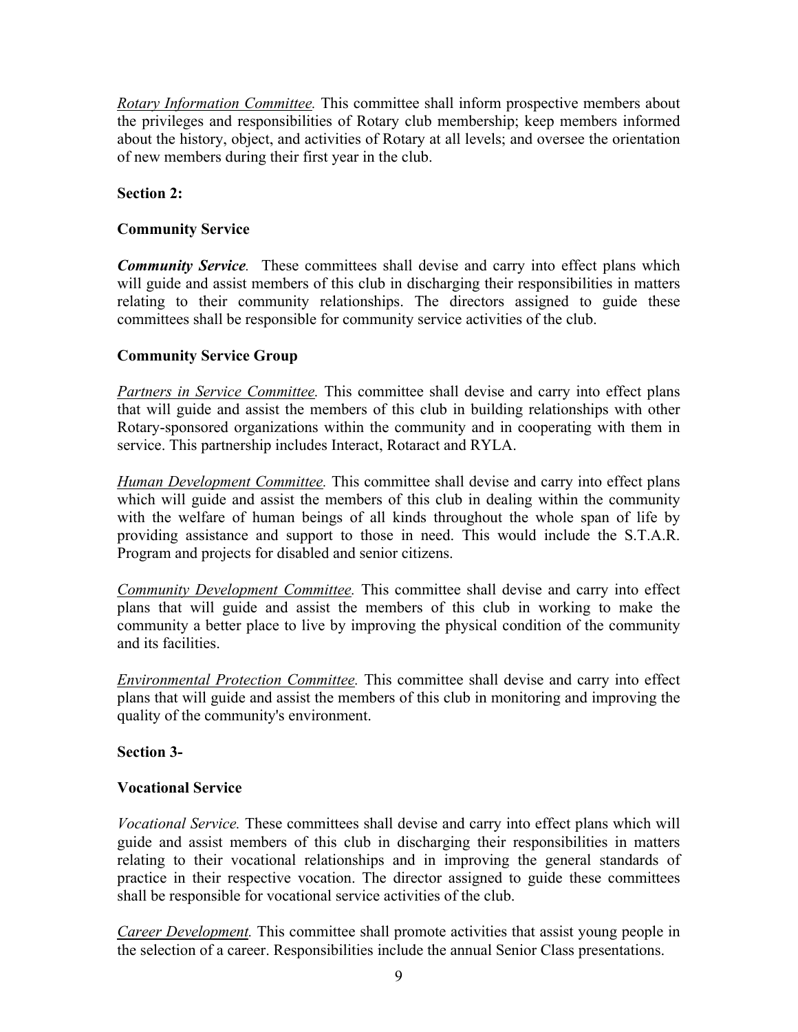*Rotary Information Committee.* This committee shall inform prospective members about the privileges and responsibilities of Rotary club membership; keep members informed about the history, object, and activities of Rotary at all levels; and oversee the orientation of new members during their first year in the club.

**Section 2:**

**Community Service**

***Community Service.*** These committees shall devise and carry into effect plans which will guide and assist members of this club in discharging their responsibilities in matters relating to their community relationships. The directors assigned to guide these committees shall be responsible for community service activities of the club.

**Community Service Group**

*Partners in Service Committee.* This committee shall devise and carry into effect plans that will guide and assist the members of this club in building relationships with other Rotary-sponsored organizations within the community and in cooperating with them in service. This partnership includes Interact, Rotaract and RYLA.

*Human Development Committee.* This committee shall devise and carry into effect plans which will guide and assist the members of this club in dealing within the community with the welfare of human beings of all kinds throughout the whole span of life by providing assistance and support to those in need. This would include the S.T.A.R. Program and projects for disabled and senior citizens.

*Community Development Committee.* This committee shall devise and carry into effect plans that will guide and assist the members of this club in working to make the community a better place to live by improving the physical condition of the community and its facilities.

*Environmental Protection Committee.* This committee shall devise and carry into effect plans that will guide and assist the members of this club in monitoring and improving the quality of the community's environment.

**Section 3-**

**Vocational Service**

*Vocational Service.* These committees shall devise and carry into effect plans which will guide and assist members of this club in discharging their responsibilities in matters relating to their vocational relationships and in improving the general standards of practice in their respective vocation. The director assigned to guide these committees shall be responsible for vocational service activities of the club.

*Career Development.* This committee shall promote activities that assist young people in the selection of a career. Responsibilities include the annual Senior Class presentations.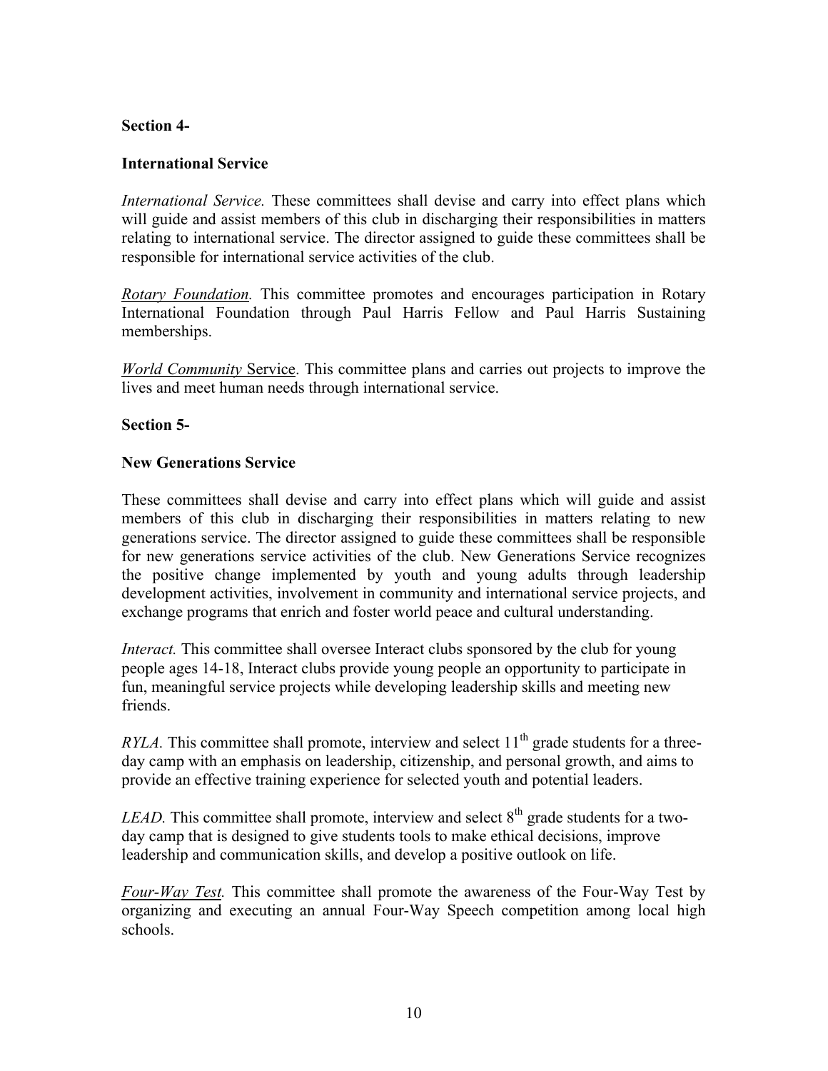**Section 4-**

**International Service**

*International Service.* These committees shall devise and carry into effect plans which will guide and assist members of this club in discharging their responsibilities in matters relating to international service. The director assigned to guide these committees shall be responsible for international service activities of the club.

*Rotary Foundation.* This committee promotes and encourages participation in Rotary International Foundation through Paul Harris Fellow and Paul Harris Sustaining memberships.

*World Community* Service. This committee plans and carries out projects to improve the lives and meet human needs through international service.

**Section 5-**

**New Generations Service**

These committees shall devise and carry into effect plans which will guide and assist members of this club in discharging their responsibilities in matters relating to new generations service. The director assigned to guide these committees shall be responsible for new generations service activities of the club. New Generations Service recognizes the positive change implemented by youth and young adults through leadership development activities, involvement in community and international service projects, and exchange programs that enrich and foster world peace and cultural understanding.

*Interact.* This committee shall oversee Interact clubs sponsored by the club for young people ages 14-18, Interact clubs provide young people an opportunity to participate in fun, meaningful service projects while developing leadership skills and meeting new friends.

*RYLA.* This committee shall promote, interview and select 11th grade students for a three-day camp with an emphasis on leadership, citizenship, and personal growth, and aims to provide an effective training experience for selected youth and potential leaders.

*LEAD.* This committee shall promote, interview and select 8th grade students for a two-day camp that is designed to give students tools to make ethical decisions, improve leadership and communication skills, and develop a positive outlook on life.

*Four-Way Test.* This committee shall promote the awareness of the Four-Way Test by organizing and executing an annual Four-Way Speech competition among local high schools.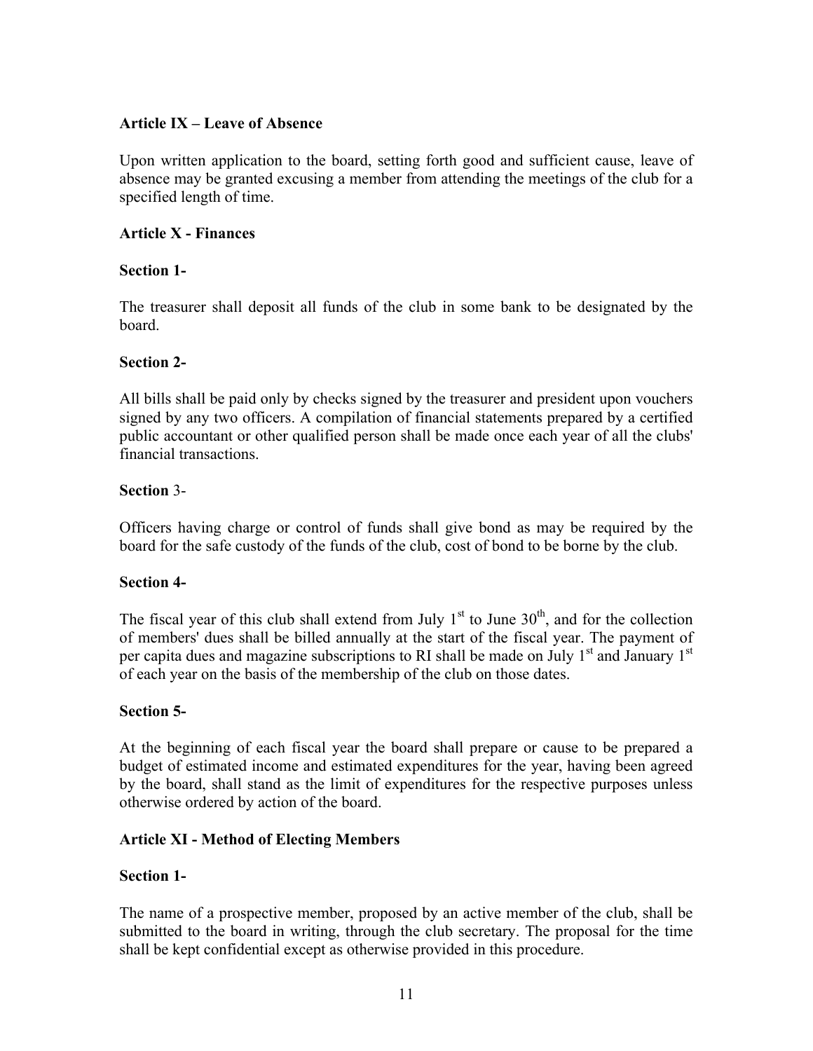**Article IX – Leave of Absence**

Upon written application to the board, setting forth good and sufficient cause, leave of absence may be granted excusing a member from attending the meetings of the club for a specified length of time.

**Article X - Finances**

**Section 1-**

The treasurer shall deposit all funds of the club in some bank to be designated by the board.

**Section 2-**

All bills shall be paid only by checks signed by the treasurer and president upon vouchers signed by any two officers. A compilation of financial statements prepared by a certified public accountant or other qualified person shall be made once each year of all the clubs' financial transactions.

**Section** 3-

Officers having charge or control of funds shall give bond as may be required by the board for the safe custody of the funds of the club, cost of bond to be borne by the club.

**Section 4-**

The fiscal year of this club shall extend from July 1st to June 30th, and for the collection of members' dues shall be billed annually at the start of the fiscal year. The payment of per capita dues and magazine subscriptions to RI shall be made on July 1st and January 1st of each year on the basis of the membership of the club on those dates.

**Section 5-**

At the beginning of each fiscal year the board shall prepare or cause to be prepared a budget of estimated income and estimated expenditures for the year, having been agreed by the board, shall stand as the limit of expenditures for the respective purposes unless otherwise ordered by action of the board.

**Article XI - Method of Electing Members**

**Section 1-**

The name of a prospective member, proposed by an active member of the club, shall be submitted to the board in writing, through the club secretary. The proposal for the time shall be kept confidential except as otherwise provided in this procedure.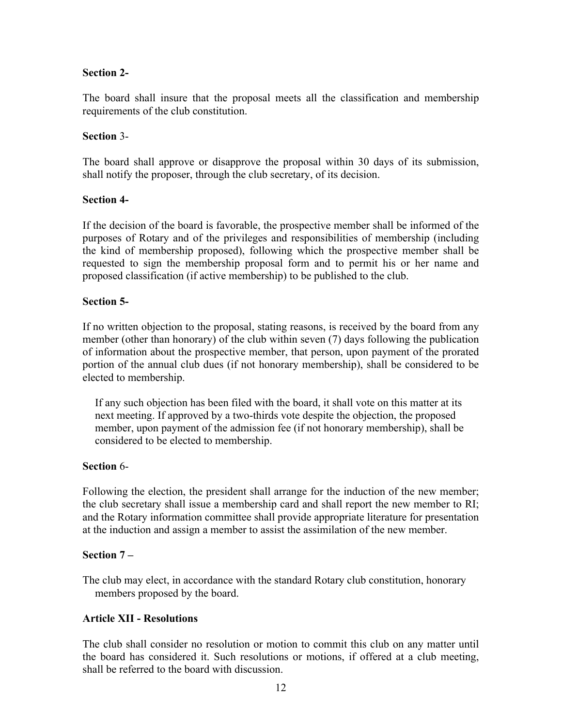**Section 2-**

The board shall insure that the proposal meets all the classification and membership requirements of the club constitution.

**Section** 3-

The board shall approve or disapprove the proposal within 30 days of its submission, shall notify the proposer, through the club secretary, of its decision.

**Section 4-**

If the decision of the board is favorable, the prospective member shall be informed of the purposes of Rotary and of the privileges and responsibilities of membership (including the kind of membership proposed), following which the prospective member shall be requested to sign the membership proposal form and to permit his or her name and proposed classification (if active membership) to be published to the club.

**Section 5-**

If no written objection to the proposal, stating reasons, is received by the board from any member (other than honorary) of the club within seven (7) days following the publication of information about the prospective member, that person, upon payment of the prorated portion of the annual club dues (if not honorary membership), shall be considered to be elected to membership.

If any such objection has been filed with the board, it shall vote on this matter at its next meeting. If approved by a two-thirds vote despite the objection, the proposed member, upon payment of the admission fee (if not honorary membership), shall be considered to be elected to membership.

**Section** 6-

Following the election, the president shall arrange for the induction of the new member; the club secretary shall issue a membership card and shall report the new member to RI; and the Rotary information committee shall provide appropriate literature for presentation at the induction and assign a member to assist the assimilation of the new member.

**Section 7 –**

The club may elect, in accordance with the standard Rotary club constitution, honorary members proposed by the board.

**Article XII - Resolutions**

The club shall consider no resolution or motion to commit this club on any matter until the board has considered it. Such resolutions or motions, if offered at a club meeting, shall be referred to the board with discussion.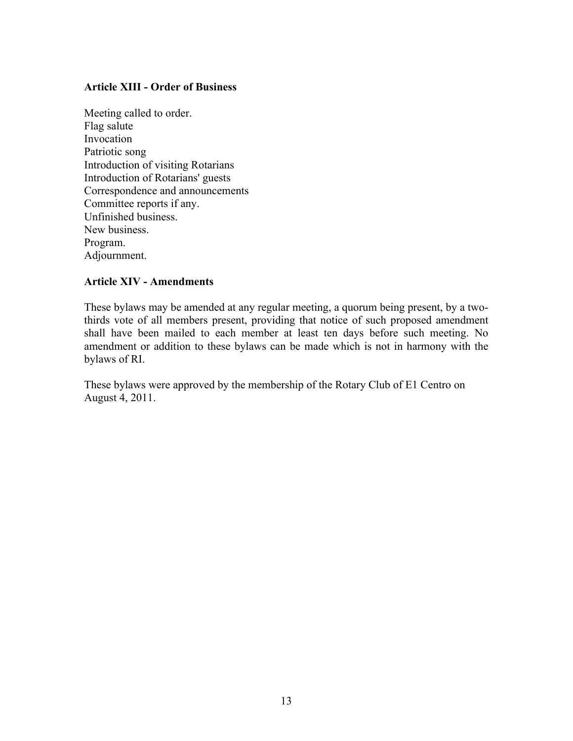**Article XIII - Order of Business**

Meeting called to order.
Flag salute
Invocation
Patriotic song
Introduction of visiting Rotarians
Introduction of Rotarians' guests
Correspondence and announcements
Committee reports if any.
Unfinished business.
New business.
Program.
Adjournment.

**Article XIV - Amendments**

These bylaws may be amended at any regular meeting, a quorum being present, by a two-thirds vote of all members present, providing that notice of such proposed amendment shall have been mailed to each member at least ten days before such meeting. No amendment or addition to these bylaws can be made which is not in harmony with the bylaws of RI.

These bylaws were approved by the membership of the Rotary Club of E1 Centro on August 4, 2011.